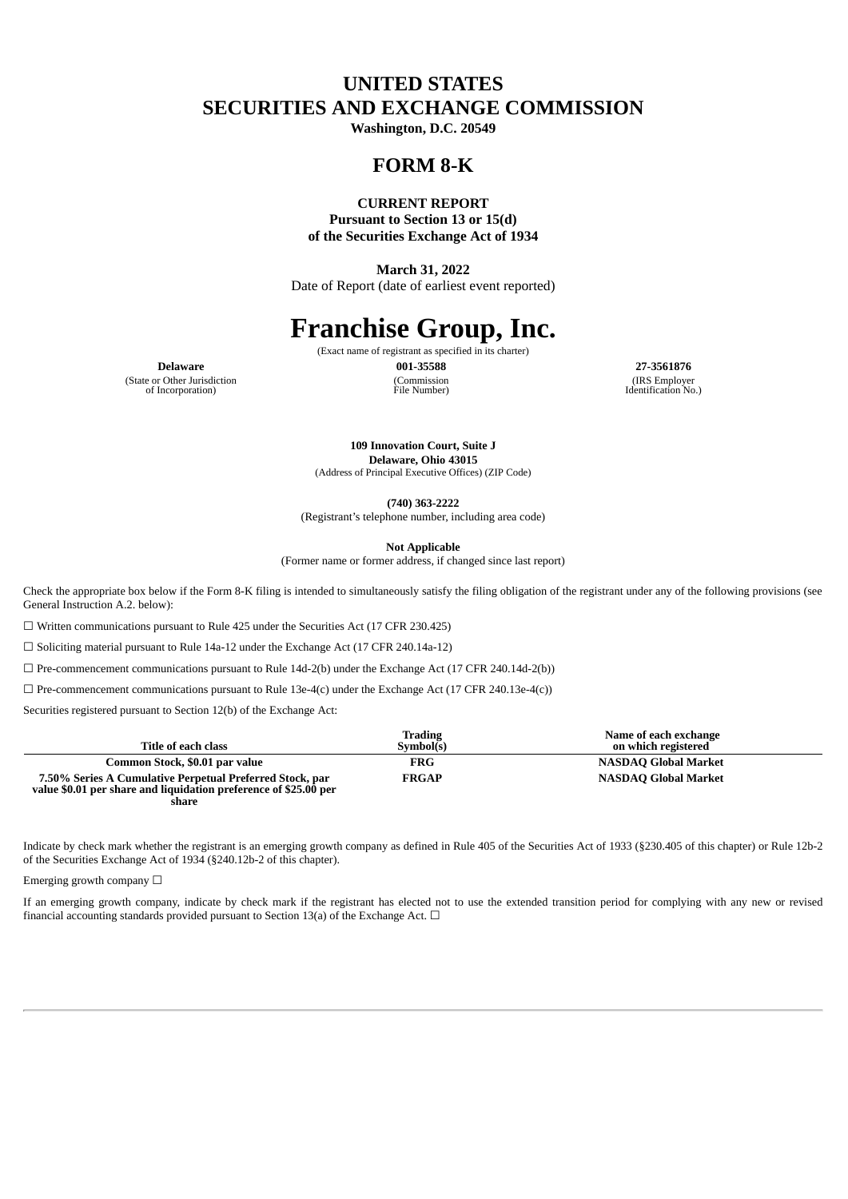# UNITED STATES
# SECURITIES AND EXCHANGE COMMISSION

**Washington, D.C. 20549**

## FORM 8-K

**CURRENT REPORT**
**Pursuant to Section 13 or 15(d)**
**of the Securities Exchange Act of 1934**

**March 31, 2022**
Date of Report (date of earliest event reported)

# Franchise Group, Inc.

(Exact name of registrant as specified in its charter)

| **Delaware** | **001-35588** | **27-3561876** |
|---|---|---|
| (State or Other Jurisdiction of Incorporation) | (Commission File Number) | (IRS Employer Identification No.) |

**109 Innovation Court, Suite J**
**Delaware, Ohio 43015**
(Address of Principal Executive Offices) (ZIP Code)

**(740) 363-2222**
(Registrant's telephone number, including area code)

**Not Applicable**
(Former name or former address, if changed since last report)

Check the appropriate box below if the Form 8-K filing is intended to simultaneously satisfy the filing obligation of the registrant under any of the following provisions (see General Instruction A.2. below):

☐ Written communications pursuant to Rule 425 under the Securities Act (17 CFR 230.425)

☐ Soliciting material pursuant to Rule 14a-12 under the Exchange Act (17 CFR 240.14a-12)

☐ Pre-commencement communications pursuant to Rule 14d-2(b) under the Exchange Act (17 CFR 240.14d-2(b))

☐ Pre-commencement communications pursuant to Rule 13e-4(c) under the Exchange Act (17 CFR 240.13e-4(c))

Securities registered pursuant to Section 12(b) of the Exchange Act:

| Title of each class | Trading Symbol(s) | Name of each exchange on which registered |
|---|---|---|
| **Common Stock, $0.01 par value** | **FRG** | **NASDAQ Global Market** |
| **7.50% Series A Cumulative Perpetual Preferred Stock, par value $0.01 per share and liquidation preference of $25.00 per share** | **FRGAP** | **NASDAQ Global Market** |

Indicate by check mark whether the registrant is an emerging growth company as defined in Rule 405 of the Securities Act of 1933 (§230.405 of this chapter) or Rule 12b-2 of the Securities Exchange Act of 1934 (§240.12b-2 of this chapter).

Emerging growth company ☐

If an emerging growth company, indicate by check mark if the registrant has elected not to use the extended transition period for complying with any new or revised financial accounting standards provided pursuant to Section 13(a) of the Exchange Act. ☐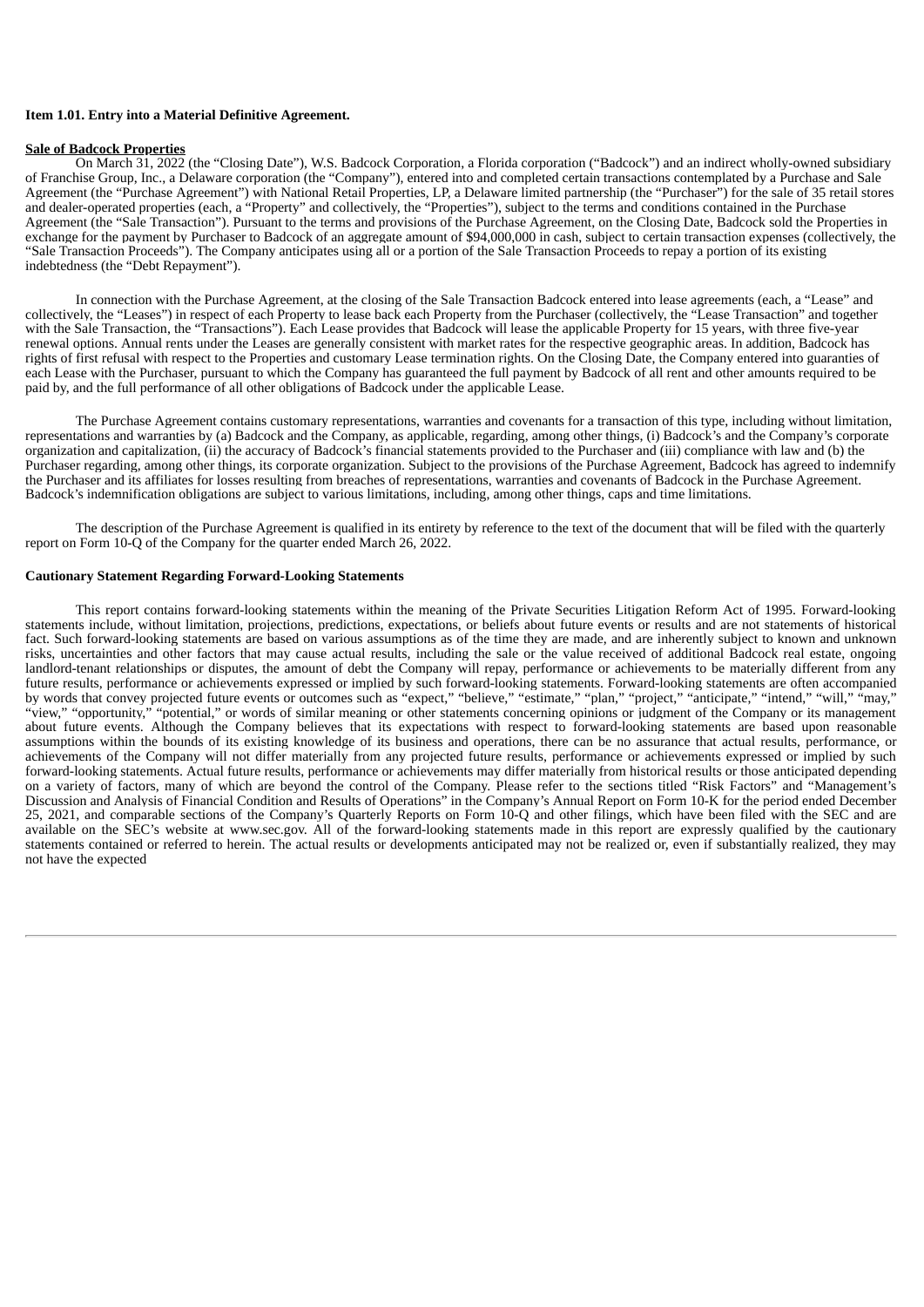**Item 1.01. Entry into a Material Definitive Agreement.**

**Sale of Badcock Properties**

On March 31, 2022 (the "Closing Date"), W.S. Badcock Corporation, a Florida corporation ("Badcock") and an indirect wholly-owned subsidiary of Franchise Group, Inc., a Delaware corporation (the "Company"), entered into and completed certain transactions contemplated by a Purchase and Sale Agreement (the "Purchase Agreement") with National Retail Properties, LP, a Delaware limited partnership (the "Purchaser") for the sale of 35 retail stores and dealer-operated properties (each, a "Property" and collectively, the "Properties"), subject to the terms and conditions contained in the Purchase Agreement (the "Sale Transaction"). Pursuant to the terms and provisions of the Purchase Agreement, on the Closing Date, Badcock sold the Properties in exchange for the payment by Purchaser to Badcock of an aggregate amount of $94,000,000 in cash, subject to certain transaction expenses (collectively, the "Sale Transaction Proceeds"). The Company anticipates using all or a portion of the Sale Transaction Proceeds to repay a portion of its existing indebtedness (the "Debt Repayment").

In connection with the Purchase Agreement, at the closing of the Sale Transaction Badcock entered into lease agreements (each, a "Lease" and collectively, the "Leases") in respect of each Property to lease back each Property from the Purchaser (collectively, the "Lease Transaction" and together with the Sale Transaction, the "Transactions"). Each Lease provides that Badcock will lease the applicable Property for 15 years, with three five-year renewal options. Annual rents under the Leases are generally consistent with market rates for the respective geographic areas. In addition, Badcock has rights of first refusal with respect to the Properties and customary Lease termination rights. On the Closing Date, the Company entered into guaranties of each Lease with the Purchaser, pursuant to which the Company has guaranteed the full payment by Badcock of all rent and other amounts required to be paid by, and the full performance of all other obligations of Badcock under the applicable Lease.

The Purchase Agreement contains customary representations, warranties and covenants for a transaction of this type, including without limitation, representations and warranties by (a) Badcock and the Company, as applicable, regarding, among other things, (i) Badcock's and the Company's corporate organization and capitalization, (ii) the accuracy of Badcock's financial statements provided to the Purchaser and (iii) compliance with law and (b) the Purchaser regarding, among other things, its corporate organization. Subject to the provisions of the Purchase Agreement, Badcock has agreed to indemnify the Purchaser and its affiliates for losses resulting from breaches of representations, warranties and covenants of Badcock in the Purchase Agreement. Badcock's indemnification obligations are subject to various limitations, including, among other things, caps and time limitations.

The description of the Purchase Agreement is qualified in its entirety by reference to the text of the document that will be filed with the quarterly report on Form 10-Q of the Company for the quarter ended March 26, 2022.

**Cautionary Statement Regarding Forward-Looking Statements**

This report contains forward-looking statements within the meaning of the Private Securities Litigation Reform Act of 1995. Forward-looking statements include, without limitation, projections, predictions, expectations, or beliefs about future events or results and are not statements of historical fact. Such forward-looking statements are based on various assumptions as of the time they are made, and are inherently subject to known and unknown risks, uncertainties and other factors that may cause actual results, including the sale or the value received of additional Badcock real estate, ongoing landlord-tenant relationships or disputes, the amount of debt the Company will repay, performance or achievements to be materially different from any future results, performance or achievements expressed or implied by such forward-looking statements. Forward-looking statements are often accompanied by words that convey projected future events or outcomes such as "expect," "believe," "estimate," "plan," "project," "anticipate," "intend," "will," "may," "view," "opportunity," "potential," or words of similar meaning or other statements concerning opinions or judgment of the Company or its management about future events. Although the Company believes that its expectations with respect to forward-looking statements are based upon reasonable assumptions within the bounds of its existing knowledge of its business and operations, there can be no assurance that actual results, performance, or achievements of the Company will not differ materially from any projected future results, performance or achievements expressed or implied by such forward-looking statements. Actual future results, performance or achievements may differ materially from historical results or those anticipated depending on a variety of factors, many of which are beyond the control of the Company. Please refer to the sections titled "Risk Factors" and "Management's Discussion and Analysis of Financial Condition and Results of Operations" in the Company's Annual Report on Form 10-K for the period ended December 25, 2021, and comparable sections of the Company's Quarterly Reports on Form 10-Q and other filings, which have been filed with the SEC and are available on the SEC's website at www.sec.gov. All of the forward-looking statements made in this report are expressly qualified by the cautionary statements contained or referred to herein. The actual results or developments anticipated may not be realized or, even if substantially realized, they may not have the expected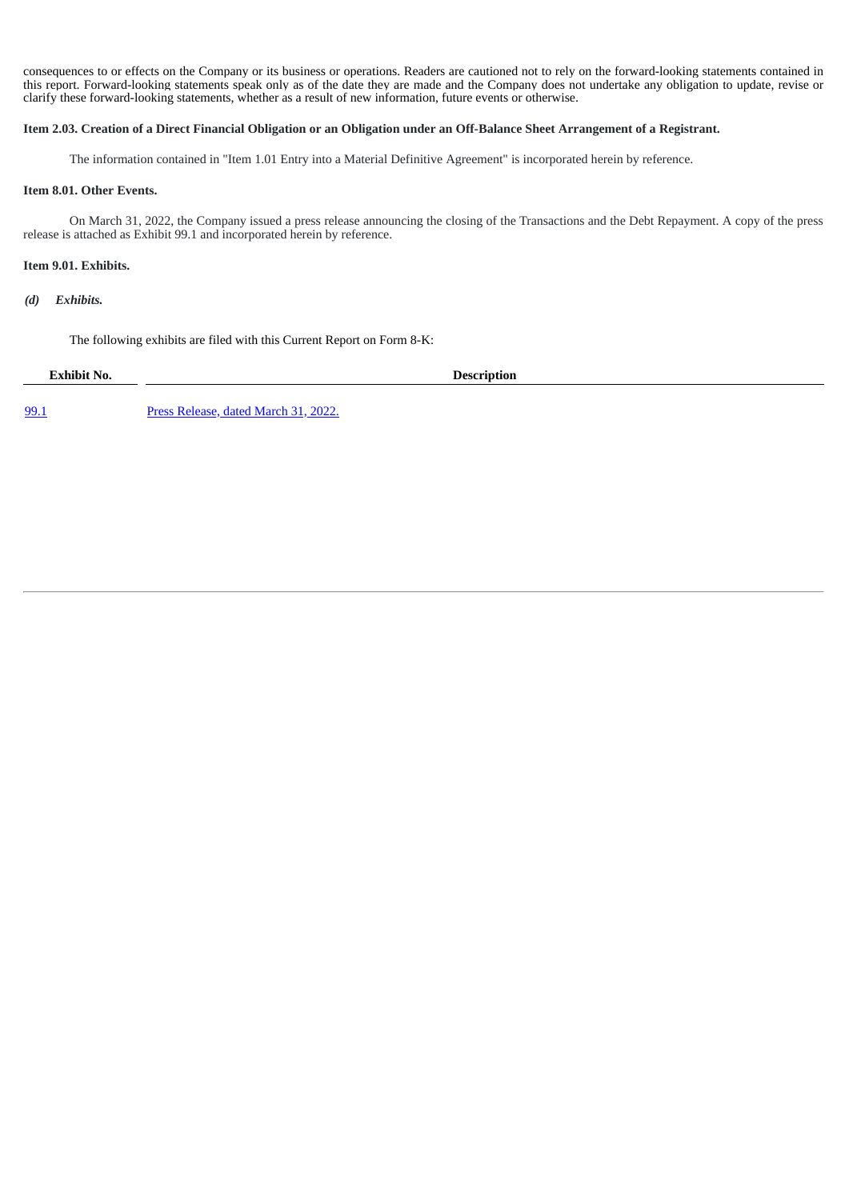consequences to or effects on the Company or its business or operations. Readers are cautioned not to rely on the forward-looking statements contained in this report. Forward-looking statements speak only as of the date they are made and the Company does not undertake any obligation to update, revise or clarify these forward-looking statements, whether as a result of new information, future events or otherwise.

**Item 2.03. Creation of a Direct Financial Obligation or an Obligation under an Off-Balance Sheet Arrangement of a Registrant.**

The information contained in "Item 1.01 Entry into a Material Definitive Agreement" is incorporated herein by reference.

**Item 8.01. Other Events.**

On March 31, 2022, the Company issued a press release announcing the closing of the Transactions and the Debt Repayment. A copy of the press release is attached as Exhibit 99.1 and incorporated herein by reference.

**Item 9.01. Exhibits.**

***(d) Exhibits.***

The following exhibits are filed with this Current Report on Form 8-K:

| Exhibit No. | Description |
| --- | --- |
| 99.1 | Press Release, dated March 31, 2022. |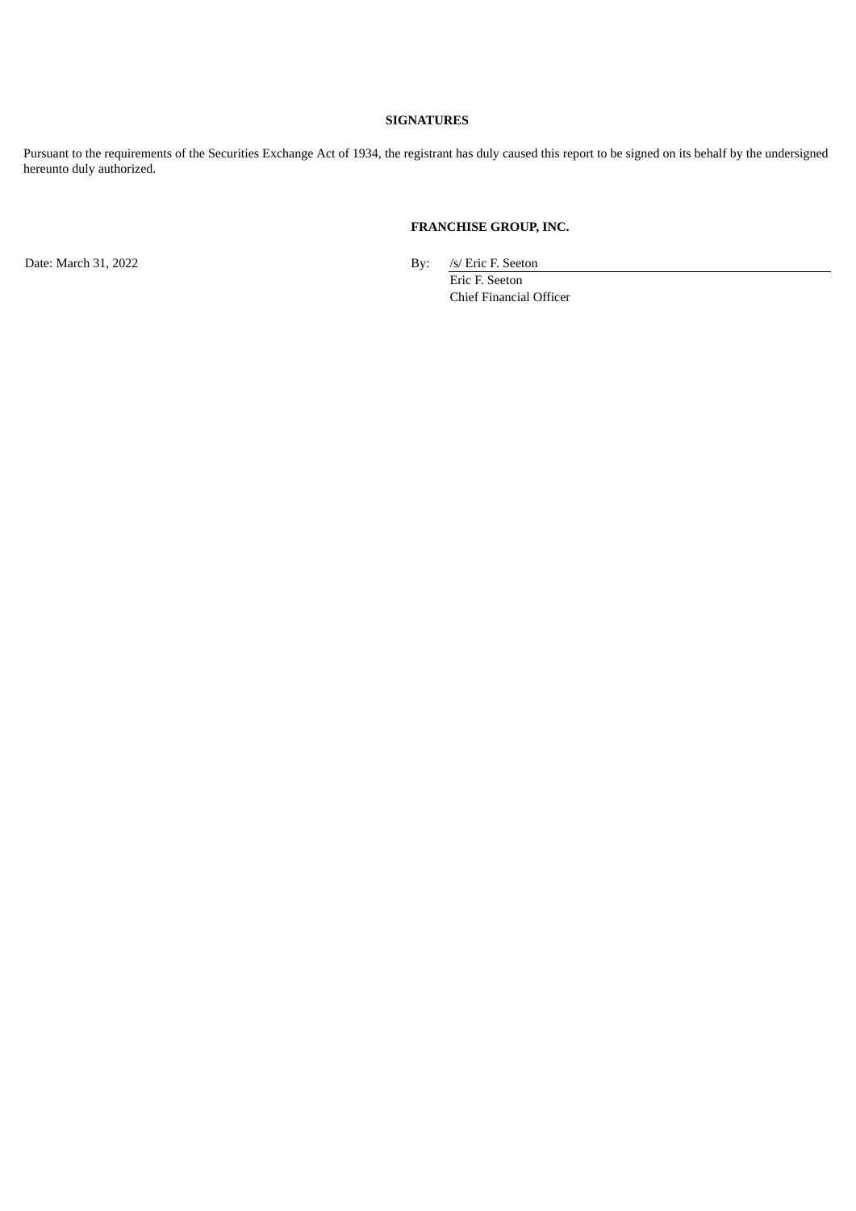**SIGNATURES**

Pursuant to the requirements of the Securities Exchange Act of 1934, the registrant has duly caused this report to be signed on its behalf by the undersigned hereunto duly authorized.

**FRANCHISE GROUP, INC.**

Date: March 31, 2022

By: /s/ Eric F. Seeton
Eric F. Seeton
Chief Financial Officer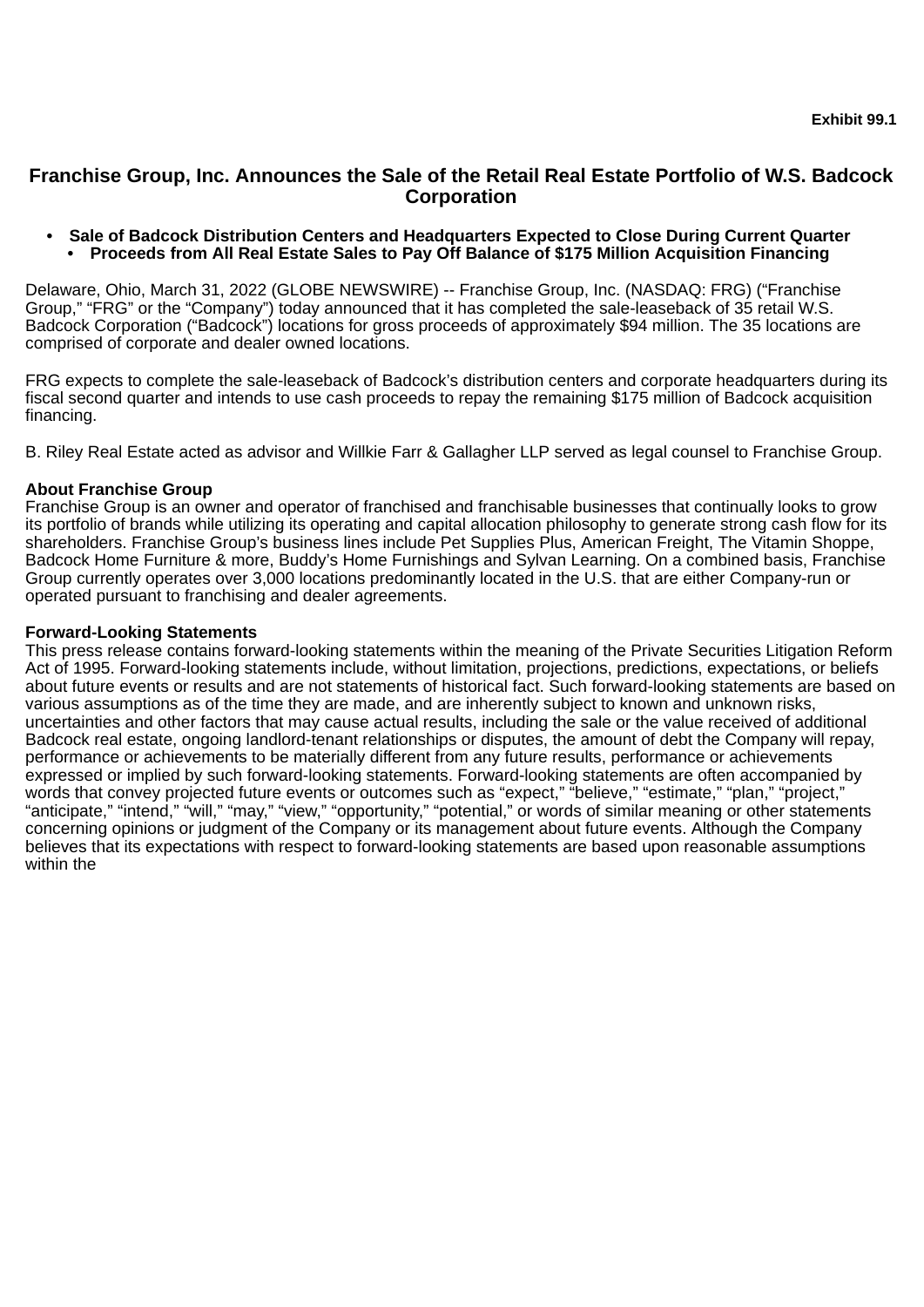Exhibit 99.1

# Franchise Group, Inc. Announces the Sale of the Retail Real Estate Portfolio of W.S. Badcock Corporation

- **Sale of Badcock Distribution Centers and Headquarters Expected to Close During Current Quarter**
- **Proceeds from All Real Estate Sales to Pay Off Balance of $175 Million Acquisition Financing**

Delaware, Ohio, March 31, 2022 (GLOBE NEWSWIRE) -- Franchise Group, Inc. (NASDAQ: FRG) ("Franchise Group," "FRG" or the "Company") today announced that it has completed the sale-leaseback of 35 retail W.S. Badcock Corporation ("Badcock") locations for gross proceeds of approximately $94 million. The 35 locations are comprised of corporate and dealer owned locations.

FRG expects to complete the sale-leaseback of Badcock's distribution centers and corporate headquarters during its fiscal second quarter and intends to use cash proceeds to repay the remaining $175 million of Badcock acquisition financing.

B. Riley Real Estate acted as advisor and Willkie Farr & Gallagher LLP served as legal counsel to Franchise Group.

**About Franchise Group**
Franchise Group is an owner and operator of franchised and franchisable businesses that continually looks to grow its portfolio of brands while utilizing its operating and capital allocation philosophy to generate strong cash flow for its shareholders. Franchise Group's business lines include Pet Supplies Plus, American Freight, The Vitamin Shoppe, Badcock Home Furniture & more, Buddy's Home Furnishings and Sylvan Learning. On a combined basis, Franchise Group currently operates over 3,000 locations predominantly located in the U.S. that are either Company-run or operated pursuant to franchising and dealer agreements.

**Forward-Looking Statements**
This press release contains forward-looking statements within the meaning of the Private Securities Litigation Reform Act of 1995. Forward-looking statements include, without limitation, projections, predictions, expectations, or beliefs about future events or results and are not statements of historical fact. Such forward-looking statements are based on various assumptions as of the time they are made, and are inherently subject to known and unknown risks, uncertainties and other factors that may cause actual results, including the sale or the value received of additional Badcock real estate, ongoing landlord-tenant relationships or disputes, the amount of debt the Company will repay, performance or achievements to be materially different from any future results, performance or achievements expressed or implied by such forward-looking statements. Forward-looking statements are often accompanied by words that convey projected future events or outcomes such as "expect," "believe," "estimate," "plan," "project," "anticipate," "intend," "will," "may," "view," "opportunity," "potential," or words of similar meaning or other statements concerning opinions or judgment of the Company or its management about future events. Although the Company believes that its expectations with respect to forward-looking statements are based upon reasonable assumptions within the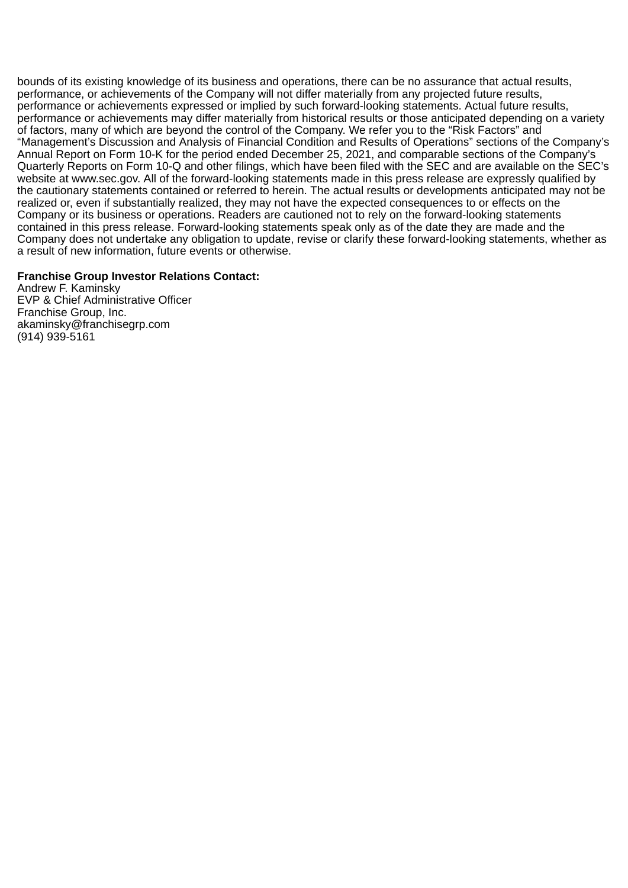bounds of its existing knowledge of its business and operations, there can be no assurance that actual results, performance, or achievements of the Company will not differ materially from any projected future results, performance or achievements expressed or implied by such forward-looking statements. Actual future results, performance or achievements may differ materially from historical results or those anticipated depending on a variety of factors, many of which are beyond the control of the Company. We refer you to the "Risk Factors" and "Management's Discussion and Analysis of Financial Condition and Results of Operations" sections of the Company's Annual Report on Form 10-K for the period ended December 25, 2021, and comparable sections of the Company's Quarterly Reports on Form 10-Q and other filings, which have been filed with the SEC and are available on the SEC's website at www.sec.gov. All of the forward-looking statements made in this press release are expressly qualified by the cautionary statements contained or referred to herein. The actual results or developments anticipated may not be realized or, even if substantially realized, they may not have the expected consequences to or effects on the Company or its business or operations. Readers are cautioned not to rely on the forward-looking statements contained in this press release. Forward-looking statements speak only as of the date they are made and the Company does not undertake any obligation to update, revise or clarify these forward-looking statements, whether as a result of new information, future events or otherwise.

**Franchise Group Investor Relations Contact:**
Andrew F. Kaminsky
EVP & Chief Administrative Officer
Franchise Group, Inc.
akaminsky@franchisegrp.com
(914) 939-5161